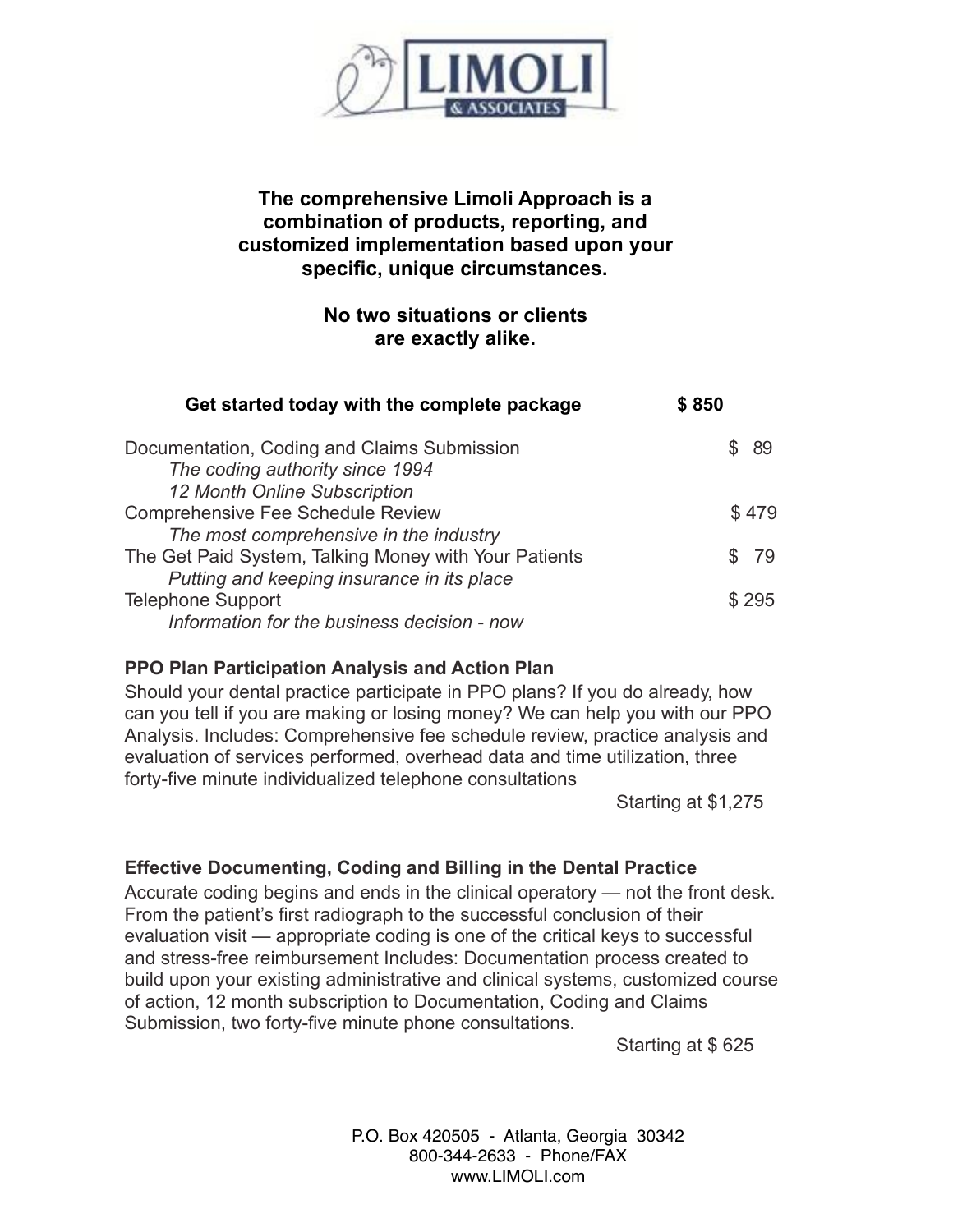**The comprehensive Limoli Approach is a combination of products, reporting, and customized implementation based upon your specific, unique circumstances.**

**No two situations or clients are exactly alike.**

| **Get started today with the complete package** | **$ 850** |
|---|---|
| Documentation, Coding and Claims Submission<br>*The coding authority since 1994*<br>*12 Month Online Subscription* | $ 89 |
| Comprehensive Fee Schedule Review<br>*The most comprehensive in the industry* | $ 479 |
| The Get Paid System, Talking Money with Your Patients<br>*Putting and keeping insurance in its place* | $ 79 |
| Telephone Support<br>*Information for the business decision - now* | $ 295 |

**PPO Plan Participation Analysis and Action Plan**

Should your dental practice participate in PPO plans? If you do already, how can you tell if you are making or losing money? We can help you with our PPO Analysis. Includes: Comprehensive fee schedule review, practice analysis and evaluation of services performed, overhead data and time utilization, three forty-five minute individualized telephone consultations

Starting at $1,275

**Effective Documenting, Coding and Billing in the Dental Practice**

Accurate coding begins and ends in the clinical operatory — not the front desk. From the patient's first radiograph to the successful conclusion of their evaluation visit — appropriate coding is one of the critical keys to successful and stress-free reimbursement Includes: Documentation process created to build upon your existing administrative and clinical systems, customized course of action, 12 month subscription to Documentation, Coding and Claims Submission, two forty-five minute phone consultations.

Starting at $ 625

P.O. Box 420505 - Atlanta, Georgia 30342
800-344-2633 - Phone/FAX
www.LIMOLI.com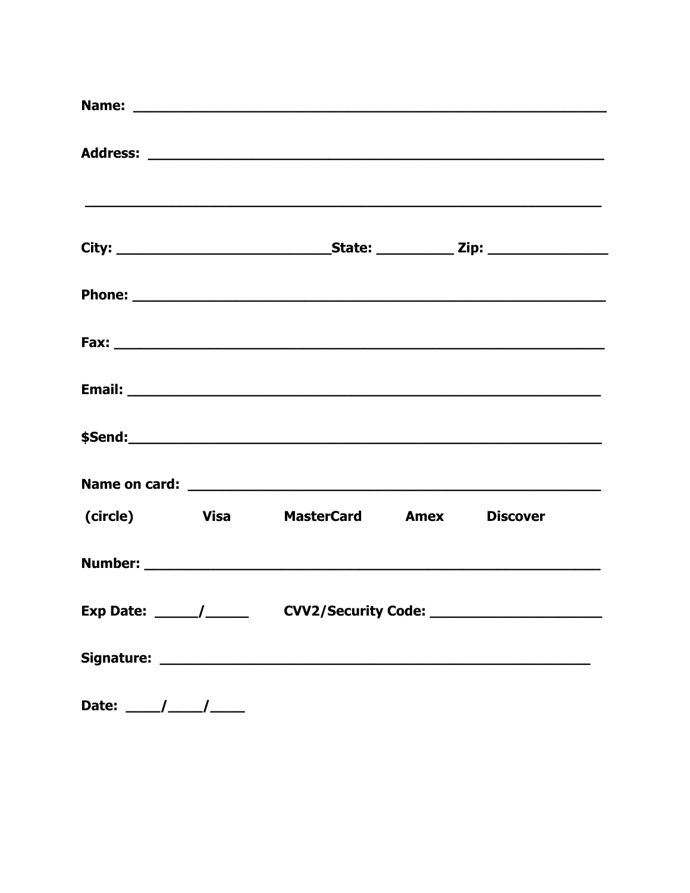**Name:** ___________________________________________________________

**Address:** ________________________________________________________

___________________________________________________________________

**City:** ___________________________**State:** __________ **Zip:** _______________

**Phone:** __________________________________________________________

**Fax:** ____________________________________________________________

**Email:** __________________________________________________________

**$Send:**__________________________________________________________

**Name on card:** ___________________________________________________

**(circle)** **Visa** **MasterCard** **Amex** **Discover**

**Number:** _________________________________________________________

**Exp Date:** ______/______ **CVV2/Security Code:** ______________________

**Signature:** ______________________________________________________

**Date:** _____/_____/_____